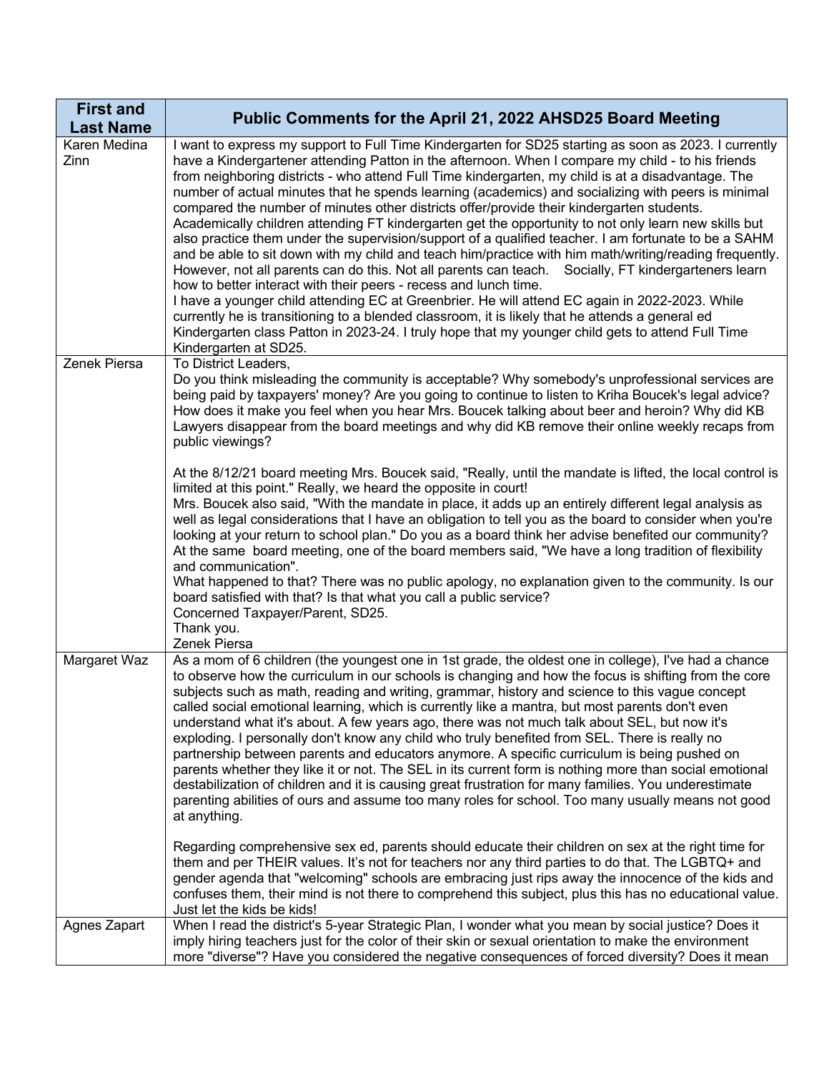| First and Last Name | Public Comments for the April 21, 2022 AHSD25 Board Meeting |
|---|---|
| Karen Medina Zinn | I want to express my support to Full Time Kindergarten for SD25 starting as soon as 2023. I currently have a Kindergartener attending Patton in the afternoon. When I compare my child - to his friends from neighboring districts - who attend Full Time kindergarten, my child is at a disadvantage. The number of actual minutes that he spends learning (academics) and socializing with peers is minimal compared the number of minutes other districts offer/provide their kindergarten students. Academically children attending FT kindergarten get the opportunity to not only learn new skills but also practice them under the supervision/support of a qualified teacher. I am fortunate to be a SAHM and be able to sit down with my child and teach him/practice with him math/writing/reading frequently. However, not all parents can do this. Not all parents can teach. Socially, FT kindergarteners learn how to better interact with their peers - recess and lunch time.<br>I have a younger child attending EC at Greenbrier. He will attend EC again in 2022-2023. While currently he is transitioning to a blended classroom, it is likely that he attends a general ed Kindergarten class Patton in 2023-24. I truly hope that my younger child gets to attend Full Time Kindergarten at SD25. |
| Zenek Piersa | To District Leaders,<br>Do you think misleading the community is acceptable? Why somebody's unprofessional services are being paid by taxpayers' money? Are you going to continue to listen to Kriha Boucek's legal advice? How does it make you feel when you hear Mrs. Boucek talking about beer and heroin? Why did KB Lawyers disappear from the board meetings and why did KB remove their online weekly recaps from public viewings?<br><br>At the 8/12/21 board meeting Mrs. Boucek said, "Really, until the mandate is lifted, the local control is limited at this point." Really, we heard the opposite in court!<br>Mrs. Boucek also said, "With the mandate in place, it adds up an entirely different legal analysis as well as legal considerations that I have an obligation to tell you as the board to consider when you're looking at your return to school plan." Do you as a board think her advise benefited our community?<br>At the same board meeting, one of the board members said, "We have a long tradition of flexibility and communication".<br>What happened to that? There was no public apology, no explanation given to the community. Is our board satisfied with that? Is that what you call a public service?<br>Concerned Taxpayer/Parent, SD25.<br>Thank you.<br>Zenek Piersa |
| Margaret Waz | As a mom of 6 children (the youngest one in 1st grade, the oldest one in college), I've had a chance to observe how the curriculum in our schools is changing and how the focus is shifting from the core subjects such as math, reading and writing, grammar, history and science to this vague concept called social emotional learning, which is currently like a mantra, but most parents don't even understand what it's about. A few years ago, there was not much talk about SEL, but now it's exploding. I personally don't know any child who truly benefited from SEL. There is really no partnership between parents and educators anymore. A specific curriculum is being pushed on parents whether they like it or not. The SEL in its current form is nothing more than social emotional destabilization of children and it is causing great frustration for many families. You underestimate parenting abilities of ours and assume too many roles for school. Too many usually means not good at anything.<br><br>Regarding comprehensive sex ed, parents should educate their children on sex at the right time for them and per THEIR values. It's not for teachers nor any third parties to do that. The LGBTQ+ and gender agenda that "welcoming" schools are embracing just rips away the innocence of the kids and confuses them, their mind is not there to comprehend this subject, plus this has no educational value. Just let the kids be kids! |
| Agnes Zapart | When I read the district's 5-year Strategic Plan, I wonder what you mean by social justice? Does it imply hiring teachers just for the color of their skin or sexual orientation to make the environment more "diverse"? Have you considered the negative consequences of forced diversity? Does it mean |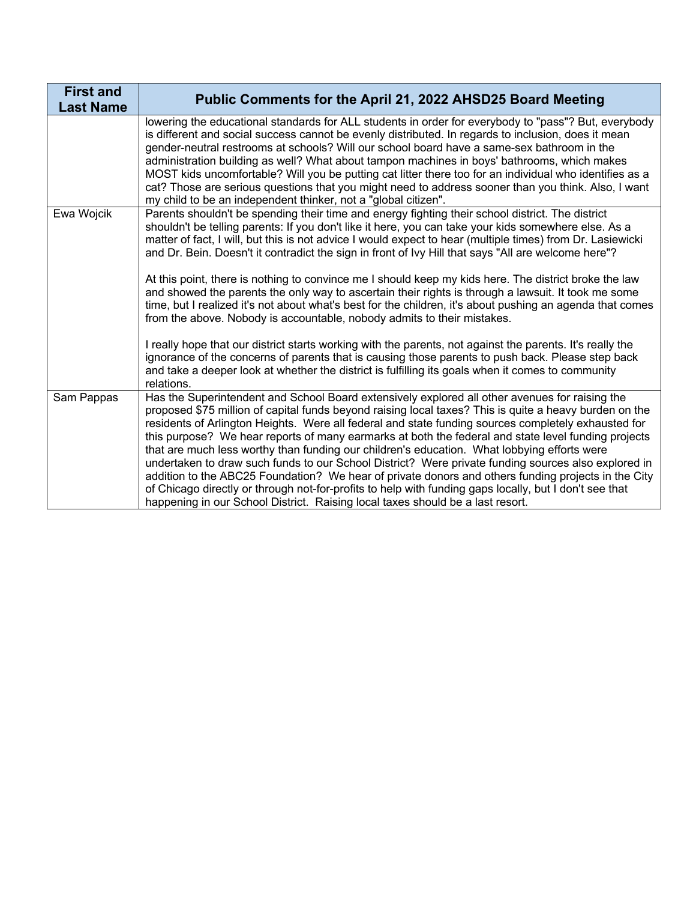| First and Last Name | Public Comments for the April 21, 2022 AHSD25 Board Meeting |
|---|---|
| | lowering the educational standards for ALL students in order for everybody to "pass"? But, everybody is different and social success cannot be evenly distributed. In regards to inclusion, does it mean gender-neutral restrooms at schools? Will our school board have a same-sex bathroom in the administration building as well? What about tampon machines in boys' bathrooms, which makes MOST kids uncomfortable? Will you be putting cat litter there too for an individual who identifies as a cat? Those are serious questions that you might need to address sooner than you think. Also, I want my child to be an independent thinker, not a "global citizen". |
| Ewa Wojcik | Parents shouldn't be spending their time and energy fighting their school district. The district shouldn't be telling parents: If you don't like it here, you can take your kids somewhere else. As a matter of fact, I will, but this is not advice I would expect to hear (multiple times) from Dr. Lasiewicki and Dr. Bein. Doesn't it contradict the sign in front of Ivy Hill that says "All are welcome here"?<br><br>At this point, there is nothing to convince me I should keep my kids here. The district broke the law and showed the parents the only way to ascertain their rights is through a lawsuit. It took me some time, but I realized it's not about what's best for the children, it's about pushing an agenda that comes from the above. Nobody is accountable, nobody admits to their mistakes.<br><br>I really hope that our district starts working with the parents, not against the parents. It's really the ignorance of the concerns of parents that is causing those parents to push back. Please step back and take a deeper look at whether the district is fulfilling its goals when it comes to community relations. |
| Sam Pappas | Has the Superintendent and School Board extensively explored all other avenues for raising the proposed $75 million of capital funds beyond raising local taxes? This is quite a heavy burden on the residents of Arlington Heights. Were all federal and state funding sources completely exhausted for this purpose? We hear reports of many earmarks at both the federal and state level funding projects that are much less worthy than funding our children's education. What lobbying efforts were undertaken to draw such funds to our School District? Were private funding sources also explored in addition to the ABC25 Foundation? We hear of private donors and others funding projects in the City of Chicago directly or through not-for-profits to help with funding gaps locally, but I don't see that happening in our School District. Raising local taxes should be a last resort. |